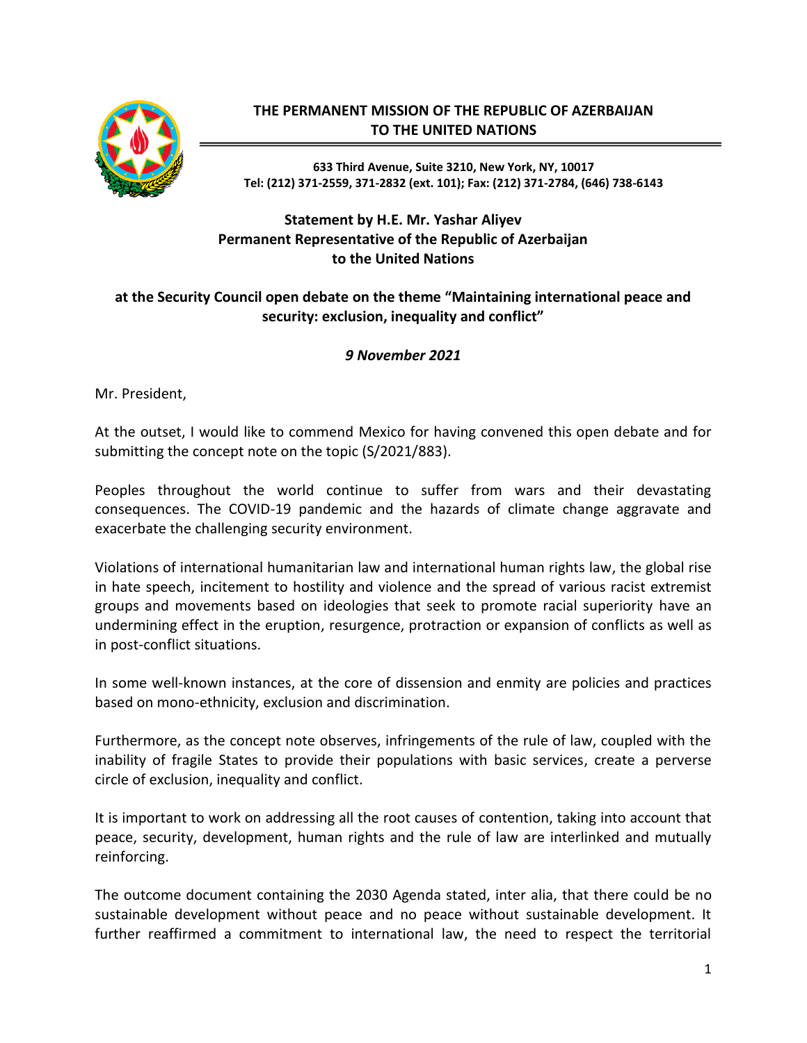**THE PERMANENT MISSION OF THE REPUBLIC OF AZERBAIJAN TO THE UNITED NATIONS**

**633 Third Avenue, Suite 3210, New York, NY, 10017**
**Tel: (212) 371-2559, 371-2832 (ext. 101); Fax: (212) 371-2784, (646) 738-6143**

**Statement by H.E. Mr. Yashar Aliyev**
**Permanent Representative of the Republic of Azerbaijan**
**to the United Nations**

**at the Security Council open debate on the theme "Maintaining international peace and security: exclusion, inequality and conflict"**

***9 November 2021***

Mr. President,

At the outset, I would like to commend Mexico for having convened this open debate and for submitting the concept note on the topic (S/2021/883).

Peoples throughout the world continue to suffer from wars and their devastating consequences. The COVID-19 pandemic and the hazards of climate change aggravate and exacerbate the challenging security environment.

Violations of international humanitarian law and international human rights law, the global rise in hate speech, incitement to hostility and violence and the spread of various racist extremist groups and movements based on ideologies that seek to promote racial superiority have an undermining effect in the eruption, resurgence, protraction or expansion of conflicts as well as in post-conflict situations.

In some well-known instances, at the core of dissension and enmity are policies and practices based on mono-ethnicity, exclusion and discrimination.

Furthermore, as the concept note observes, infringements of the rule of law, coupled with the inability of fragile States to provide their populations with basic services, create a perverse circle of exclusion, inequality and conflict.

It is important to work on addressing all the root causes of contention, taking into account that peace, security, development, human rights and the rule of law are interlinked and mutually reinforcing.

The outcome document containing the 2030 Agenda stated, inter alia, that there could be no sustainable development without peace and no peace without sustainable development. It further reaffirmed a commitment to international law, the need to respect the territorial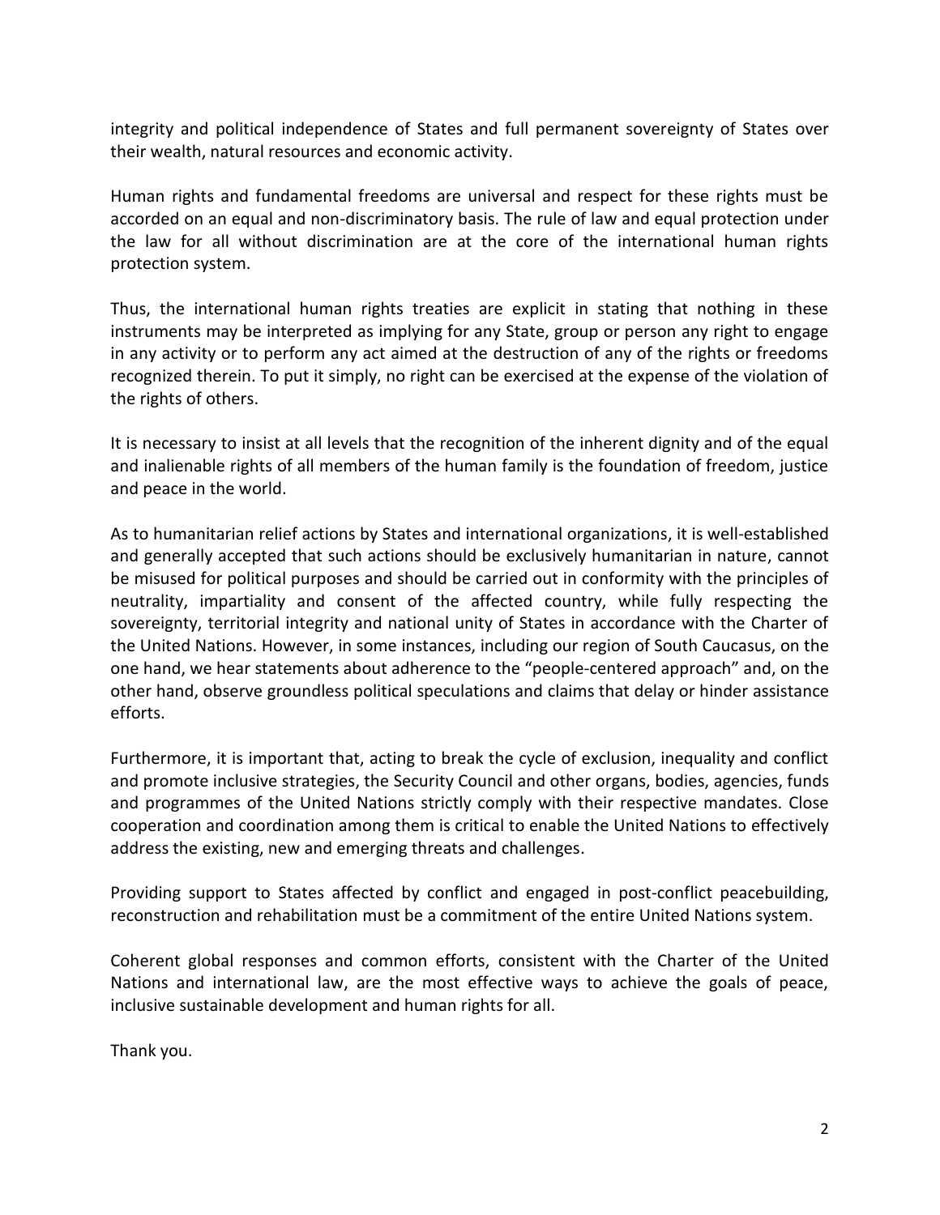integrity and political independence of States and full permanent sovereignty of States over their wealth, natural resources and economic activity.

Human rights and fundamental freedoms are universal and respect for these rights must be accorded on an equal and non-discriminatory basis. The rule of law and equal protection under the law for all without discrimination are at the core of the international human rights protection system.

Thus, the international human rights treaties are explicit in stating that nothing in these instruments may be interpreted as implying for any State, group or person any right to engage in any activity or to perform any act aimed at the destruction of any of the rights or freedoms recognized therein. To put it simply, no right can be exercised at the expense of the violation of the rights of others.

It is necessary to insist at all levels that the recognition of the inherent dignity and of the equal and inalienable rights of all members of the human family is the foundation of freedom, justice and peace in the world.

As to humanitarian relief actions by States and international organizations, it is well-established and generally accepted that such actions should be exclusively humanitarian in nature, cannot be misused for political purposes and should be carried out in conformity with the principles of neutrality, impartiality and consent of the affected country, while fully respecting the sovereignty, territorial integrity and national unity of States in accordance with the Charter of the United Nations. However, in some instances, including our region of South Caucasus, on the one hand, we hear statements about adherence to the "people-centered approach" and, on the other hand, observe groundless political speculations and claims that delay or hinder assistance efforts.

Furthermore, it is important that, acting to break the cycle of exclusion, inequality and conflict and promote inclusive strategies, the Security Council and other organs, bodies, agencies, funds and programmes of the United Nations strictly comply with their respective mandates. Close cooperation and coordination among them is critical to enable the United Nations to effectively address the existing, new and emerging threats and challenges.

Providing support to States affected by conflict and engaged in post-conflict peacebuilding, reconstruction and rehabilitation must be a commitment of the entire United Nations system.

Coherent global responses and common efforts, consistent with the Charter of the United Nations and international law, are the most effective ways to achieve the goals of peace, inclusive sustainable development and human rights for all.

Thank you.